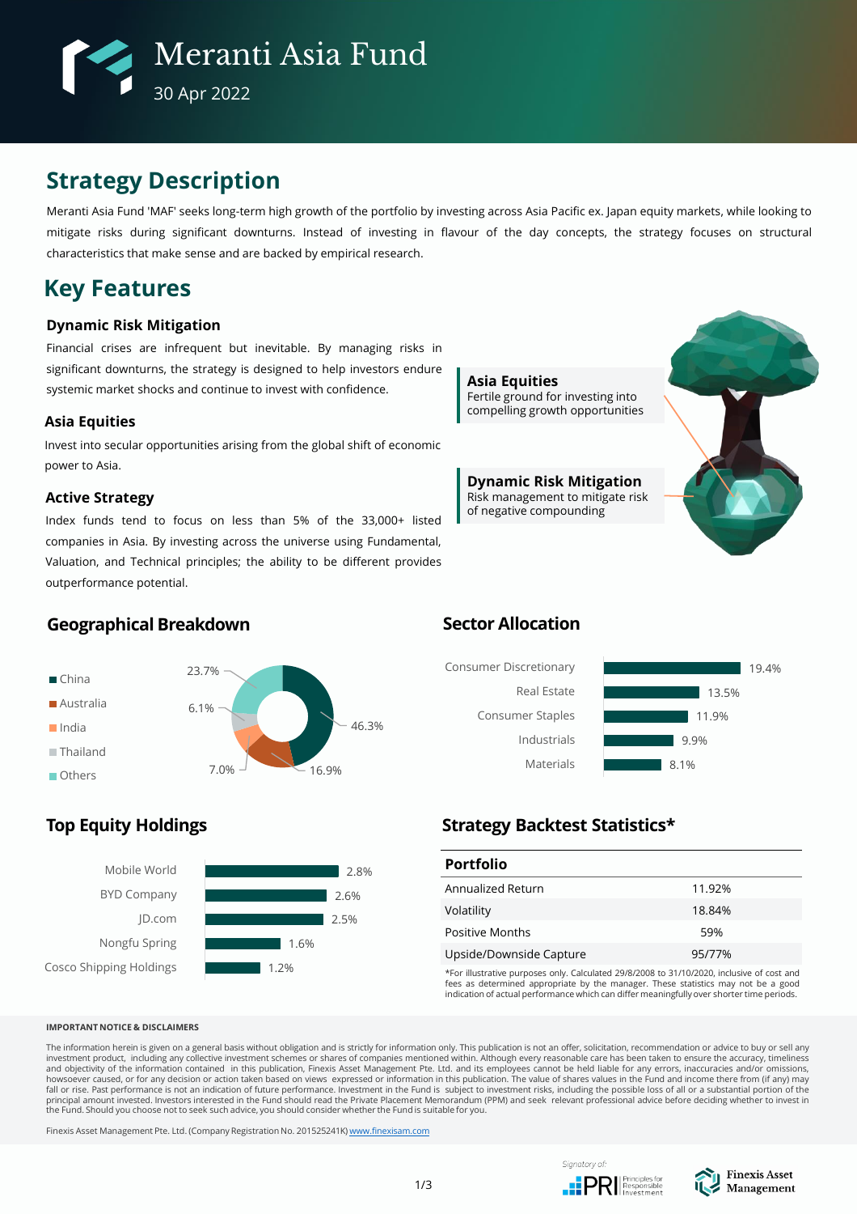# Meranti Asia Fund

30 Apr 2022

## Strategy Description

Meranti Asia Fund 'MAF' seeks long-term high growth of the portfolio by investing across Asia Pacific ex. Japan equity markets, while looking to mitigate risks during significant downturns. Instead of investing in flavour of the day concepts, the strategy focuses on structural characteristics that make sense and are backed by empirical research.

## Key Features

### Dynamic Risk Mitigation

Financial crises are infrequent but inevitable. By managing risks in significant downturns, the strategy is designed to help investors endure systemic market shocks and continue to invest with confidence.

### Asia Equities

Invest into secular opportunities arising from the global shift of economic power to Asia.

### Active Strategy

Index funds tend to focus on less than 5% of the 33,000+ listed companies in Asia. By investing across the universe using Fundamental, Valuation, and Technical principles; the ability to be different provides outperformance potential.

**Asia Equities**
Fertile ground for investing into compelling growth opportunities

**Dynamic Risk Mitigation**
Risk management to mitigate risk of negative compounding

## Geographical Breakdown

| Region | Weight |
|---|---|
| China | 46.3% |
| Australia | 16.9% |
| India | 7.0% |
| Thailand | 6.1% |
| Others | 23.7% |

## Sector Allocation

| Sector | Weight |
|---|---|
| Consumer Discretionary | 19.4% |
| Real Estate | 13.5% |
| Consumer Staples | 11.9% |
| Industrials | 9.9% |
| Materials | 8.1% |

## Top Equity Holdings

| Holding | Weight |
|---|---|
| Mobile World | 2.8% |
| BYD Company | 2.6% |
| JD.com | 2.5% |
| Nongfu Spring | 1.6% |
| Cosco Shipping Holdings | 1.2% |

## Strategy Backtest Statistics*

| Portfolio | |
|---|---|
| Annualized Return | 11.92% |
| Volatility | 18.84% |
| Positive Months | 59% |
| Upside/Downside Capture | 95/77% |

*For illustrative purposes only. Calculated 29/8/2008 to 31/10/2020, inclusive of cost and fees as determined appropriate by the manager. These statistics may not be a good indication of actual performance which can differ meaningfully over shorter time periods.

**IMPORTANT NOTICE & DISCLAIMERS**

The information herein is given on a general basis without obligation and is strictly for information only. This publication is not an offer, solicitation, recommendation or advice to buy or sell any investment product, including any collective investment schemes or shares of companies mentioned within. Although every reasonable care has been taken to ensure the accuracy, timeliness and objectivity of the information contained in this publication, Finexis Asset Management Pte. Ltd. and its employees cannot be held liable for any errors, inaccuracies and/or omissions, howsoever caused, or for any decision or action taken based on views expressed or information in this publication. The value of shares values in the Fund and income there from (if any) may fall or rise. Past performance is not an indication of future performance. Investment in the Fund is subject to investment risks, including the possible loss of all or a substantial portion of the principal amount invested. Investors interested in the Fund should read the Private Placement Memorandum (PPM) and seek relevant professional advice before deciding whether to invest in the Fund. Should you choose not to seek such advice, you should consider whether the Fund is suitable for you.

Finexis Asset Management Pte. Ltd. (Company Registration No. 201525241K) www.finexisam.com

Signatory of: PRI Principles for Responsible Investment

Finexis Asset Management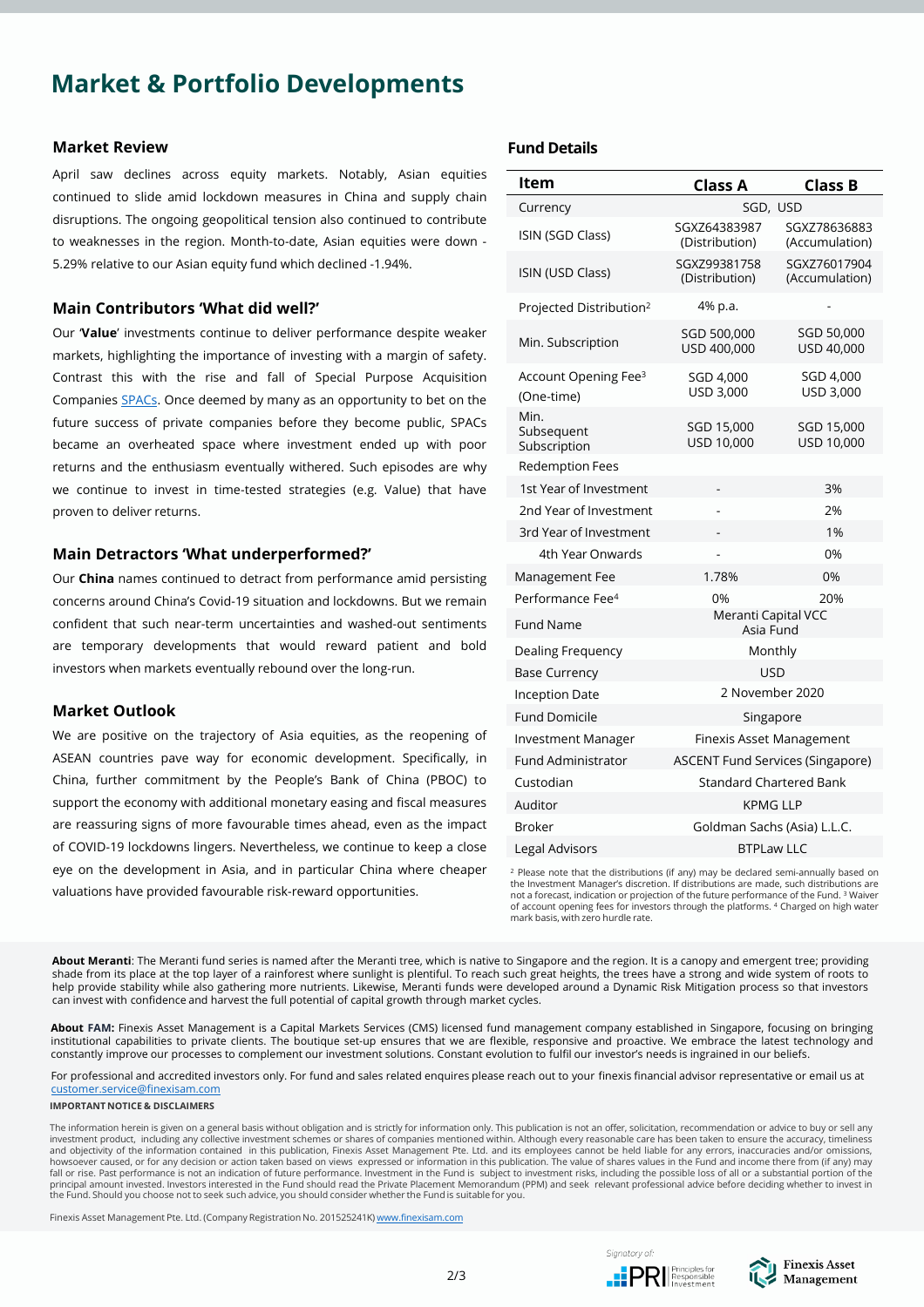# Market & Portfolio Developments

## Market Review

April saw declines across equity markets. Notably, Asian equities continued to slide amid lockdown measures in China and supply chain disruptions. The ongoing geopolitical tension also continued to contribute to weaknesses in the region. Month-to-date, Asian equities were down -5.29% relative to our Asian equity fund which declined -1.94%.

## Main Contributors 'What did well?'

Our '**Value**' investments continue to deliver performance despite weaker markets, highlighting the importance of investing with a margin of safety. Contrast this with the rise and fall of Special Purpose Acquisition Companies SPACs. Once deemed by many as an opportunity to bet on the future success of private companies before they become public, SPACs became an overheated space where investment ended up with poor returns and the enthusiasm eventually withered. Such episodes are why we continue to invest in time-tested strategies (e.g. Value) that have proven to deliver returns.

## Main Detractors 'What underperformed?'

Our **China** names continued to detract from performance amid persisting concerns around China's Covid-19 situation and lockdowns. But we remain confident that such near-term uncertainties and washed-out sentiments are temporary developments that would reward patient and bold investors when markets eventually rebound over the long-run.

## Market Outlook

We are positive on the trajectory of Asia equities, as the reopening of ASEAN countries pave way for economic development. Specifically, in China, further commitment by the People's Bank of China (PBOC) to support the economy with additional monetary easing and fiscal measures are reassuring signs of more favourable times ahead, even as the impact of COVID-19 lockdowns lingers. Nevertheless, we continue to keep a close eye on the development in Asia, and in particular China where cheaper valuations have provided favourable risk-reward opportunities.

## Fund Details

| Item | Class A | Class B |
|---|---|---|
| Currency | SGD, USD | |
| ISIN (SGD Class) | SGXZ64383987 (Distribution) | SGXZ78636883 (Accumulation) |
| ISIN (USD Class) | SGXZ99381758 (Distribution) | SGXZ76017904 (Accumulation) |
| Projected Distribution[2] | 4% p.a. | - |
| Min. Subscription | SGD 500,000<br>USD 400,000 | SGD 50,000<br>USD 40,000 |
| Account Opening Fee[3] (One-time) | SGD 4,000<br>USD 3,000 | SGD 4,000<br>USD 3,000 |
| Min. Subsequent Subscription | SGD 15,000<br>USD 10,000 | SGD 15,000<br>USD 10,000 |
| Redemption Fees | | |
| 1st Year of Investment | - | 3% |
| 2nd Year of Investment | - | 2% |
| 3rd Year of Investment | - | 1% |
| 4th Year Onwards | - | 0% |
| Management Fee | 1.78% | 0% |
| Performance Fee[4] | 0% | 20% |
| Fund Name | Meranti Capital VCC Asia Fund | |
| Dealing Frequency | Monthly | |
| Base Currency | USD | |
| Inception Date | 2 November 2020 | |
| Fund Domicile | Singapore | |
| Investment Manager | Finexis Asset Management | |
| Fund Administrator | ASCENT Fund Services (Singapore) | |
| Custodian | Standard Chartered Bank | |
| Auditor | KPMG LLP | |
| Broker | Goldman Sachs (Asia) L.L.C. | |
| Legal Advisors | BTPLaw LLC | |

[2] Please note that the distributions (if any) may be declared semi-annually based on the Investment Manager's discretion. If distributions are made, such distributions are not a forecast, indication or projection of the future performance of the Fund. [3] Waiver of account opening fees for investors through the platforms. [4] Charged on high water mark basis, with zero hurdle rate.

**About Meranti**: The Meranti fund series is named after the Meranti tree, which is native to Singapore and the region. It is a canopy and emergent tree; providing shade from its place at the top layer of a rainforest where sunlight is plentiful. To reach such great heights, the trees have a strong and wide system of roots to help provide stability while also gathering more nutrients. Likewise, Meranti funds were developed around a Dynamic Risk Mitigation process so that investors can invest with confidence and harvest the full potential of capital growth through market cycles.

**About FAM:** Finexis Asset Management is a Capital Markets Services (CMS) licensed fund management company established in Singapore, focusing on bringing institutional capabilities to private clients. The boutique set-up ensures that we are flexible, responsive and proactive. We embrace the latest technology and constantly improve our processes to complement our investment solutions. Constant evolution to fulfil our investor's needs is ingrained in our beliefs.

For professional and accredited investors only. For fund and sales related enquires please reach out to your finexis financial advisor representative or email us at customer.service@finexisam.com

**IMPORTANT NOTICE & DISCLAIMERS**

The information herein is given on a general basis without obligation and is strictly for information only. This publication is not an offer, solicitation, recommendation or advice to buy or sell any investment product, including any collective investment schemes or shares of companies mentioned within. Although every reasonable care has been taken to ensure the accuracy, timeliness and objectivity of the information contained in this publication, Finexis Asset Management Pte. Ltd. and its employees cannot be held liable for any errors, inaccuracies and/or omissions, howsoever caused, or for any decision or action taken based on views expressed or information in this publication. The value of shares values in the Fund and income there from (if any) may fall or rise. Past performance is not an indication of future performance. Investment in the Fund is subject to investment risks, including the possible loss of all or a substantial portion of the principal amount invested. Investors interested in the Fund should read the Private Placement Memorandum (PPM) and seek relevant professional advice before deciding whether to invest in the Fund. Should you choose not to seek such advice, you should consider whether the Fund is suitable for you.

Finexis Asset Management Pte. Ltd. (Company Registration No. 201525241K) www.finexisam.com

Signatory of: PRI Principles for Responsible Investment

Finexis Asset Management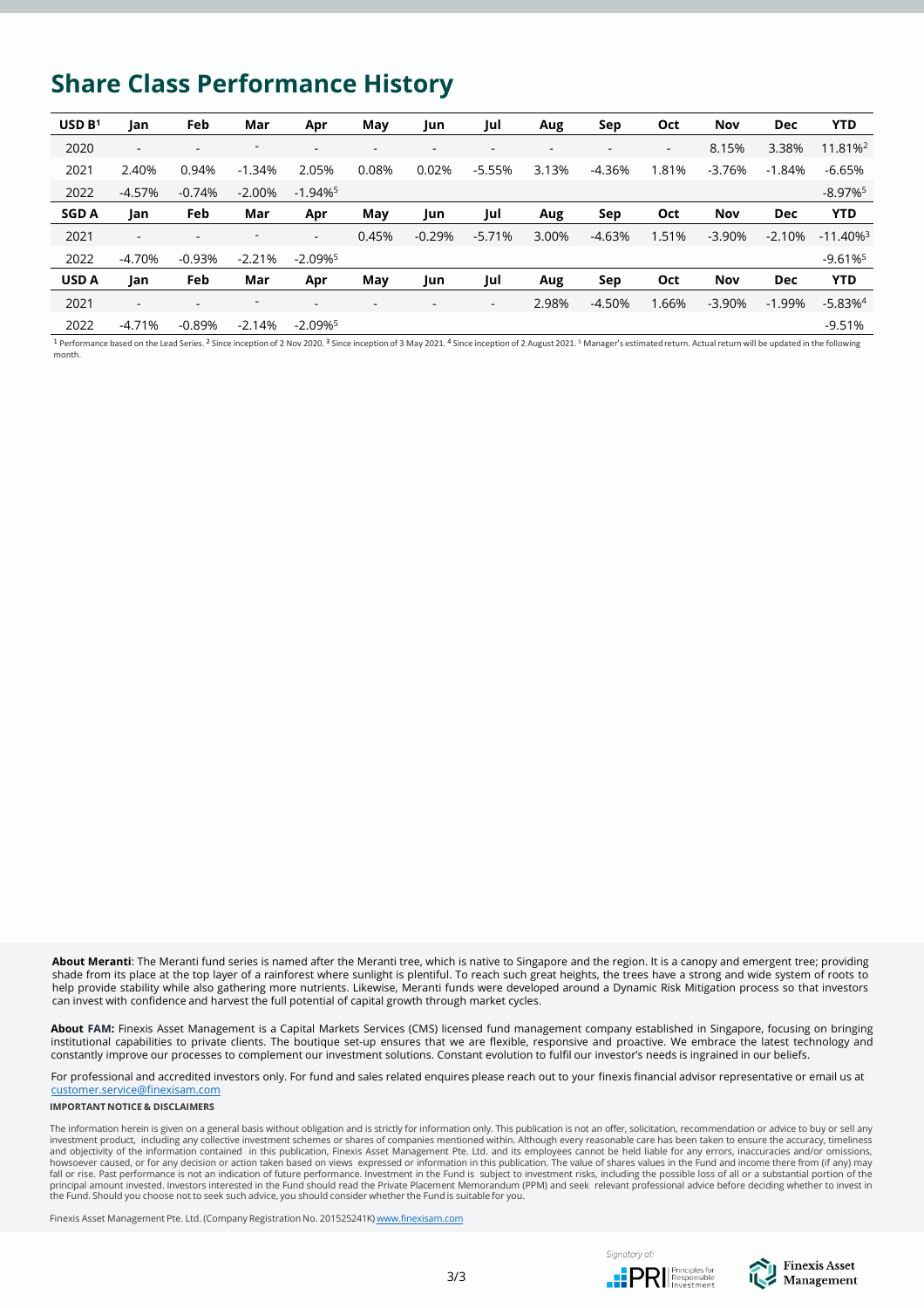## Share Class Performance History

| USD B[1] | Jan | Feb | Mar | Apr | May | Jun | Jul | Aug | Sep | Oct | Nov | Dec | YTD |
|---|---|---|---|---|---|---|---|---|---|---|---|---|---|
| 2020 | - | - | - | - | - | - | - | - | - | - | 8.15% | 3.38% | 11.81%[2] |
| 2021 | 2.40% | 0.94% | -1.34% | 2.05% | 0.08% | 0.02% | -5.55% | 3.13% | -4.36% | 1.81% | -3.76% | -1.84% | -6.65% |
| 2022 | -4.57% | -0.74% | -2.00% | -1.94%[5] | | | | | | | | | -8.97%[5] |
| **SGD A** | **Jan** | **Feb** | **Mar** | **Apr** | **May** | **Jun** | **Jul** | **Aug** | **Sep** | **Oct** | **Nov** | **Dec** | **YTD** |
| 2021 | - | - | - | - | 0.45% | -0.29% | -5.71% | 3.00% | -4.63% | 1.51% | -3.90% | -2.10% | -11.40%[3] |
| 2022 | -4.70% | -0.93% | -2.21% | -2.09%[5] | | | | | | | | | -9.61%[5] |
| **USD A** | **Jan** | **Feb** | **Mar** | **Apr** | **May** | **Jun** | **Jul** | **Aug** | **Sep** | **Oct** | **Nov** | **Dec** | **YTD** |
| 2021 | - | - | - | - | - | - | - | 2.98% | -4.50% | 1.66% | -3.90% | -1.99% | -5.83%[4] |
| 2022 | -4.71% | -0.89% | -2.14% | -2.09%[5] | | | | | | | | | -9.51% |

[1] Performance based on the Lead Series. [2] Since inception of 2 Nov 2020. [3] Since inception of 3 May 2021. [4] Since inception of 2 August 2021. [5] Manager's estimated return. Actual return will be updated in the following month.

**About Meranti**: The Meranti fund series is named after the Meranti tree, which is native to Singapore and the region. It is a canopy and emergent tree; providing shade from its place at the top layer of a rainforest where sunlight is plentiful. To reach such great heights, the trees have a strong and wide system of roots to help provide stability while also gathering more nutrients. Likewise, Meranti funds were developed around a Dynamic Risk Mitigation process so that investors can invest with confidence and harvest the full potential of capital growth through market cycles.

**About FAM:** Finexis Asset Management is a Capital Markets Services (CMS) licensed fund management company established in Singapore, focusing on bringing institutional capabilities to private clients. The boutique set-up ensures that we are flexible, responsive and proactive. We embrace the latest technology and constantly improve our processes to complement our investment solutions. Constant evolution to fulfil our investor's needs is ingrained in our beliefs.

For professional and accredited investors only. For fund and sales related enquires please reach out to your finexis financial advisor representative or email us at customer.service@finexisam.com

**IMPORTANT NOTICE & DISCLAIMERS**

The information herein is given on a general basis without obligation and is strictly for information only. This publication is not an offer, solicitation, recommendation or advice to buy or sell any investment product, including any collective investment schemes or shares of companies mentioned within. Although every reasonable care has been taken to ensure the accuracy, timeliness and objectivity of the information contained in this publication, Finexis Asset Management Pte. Ltd. and its employees cannot be held liable for any errors, inaccuracies and/or omissions, howsoever caused, or for any decision or action taken based on views expressed or information in this publication. The value of shares values in the Fund and income there from (if any) may fall or rise. Past performance is not an indication of future performance. Investment in the Fund is subject to investment risks, including the possible loss of all or a substantial portion of the principal amount invested. Investors interested in the Fund should read the Private Placement Memorandum (PPM) and seek relevant professional advice before deciding whether to invest in the Fund. Should you choose not to seek such advice, you should consider whether the Fund is suitable for you.

Finexis Asset Management Pte. Ltd. (Company Registration No. 201525241K) www.finexisam.com

Signatory of: PRI Principles for Responsible Investment

Finexis Asset Management